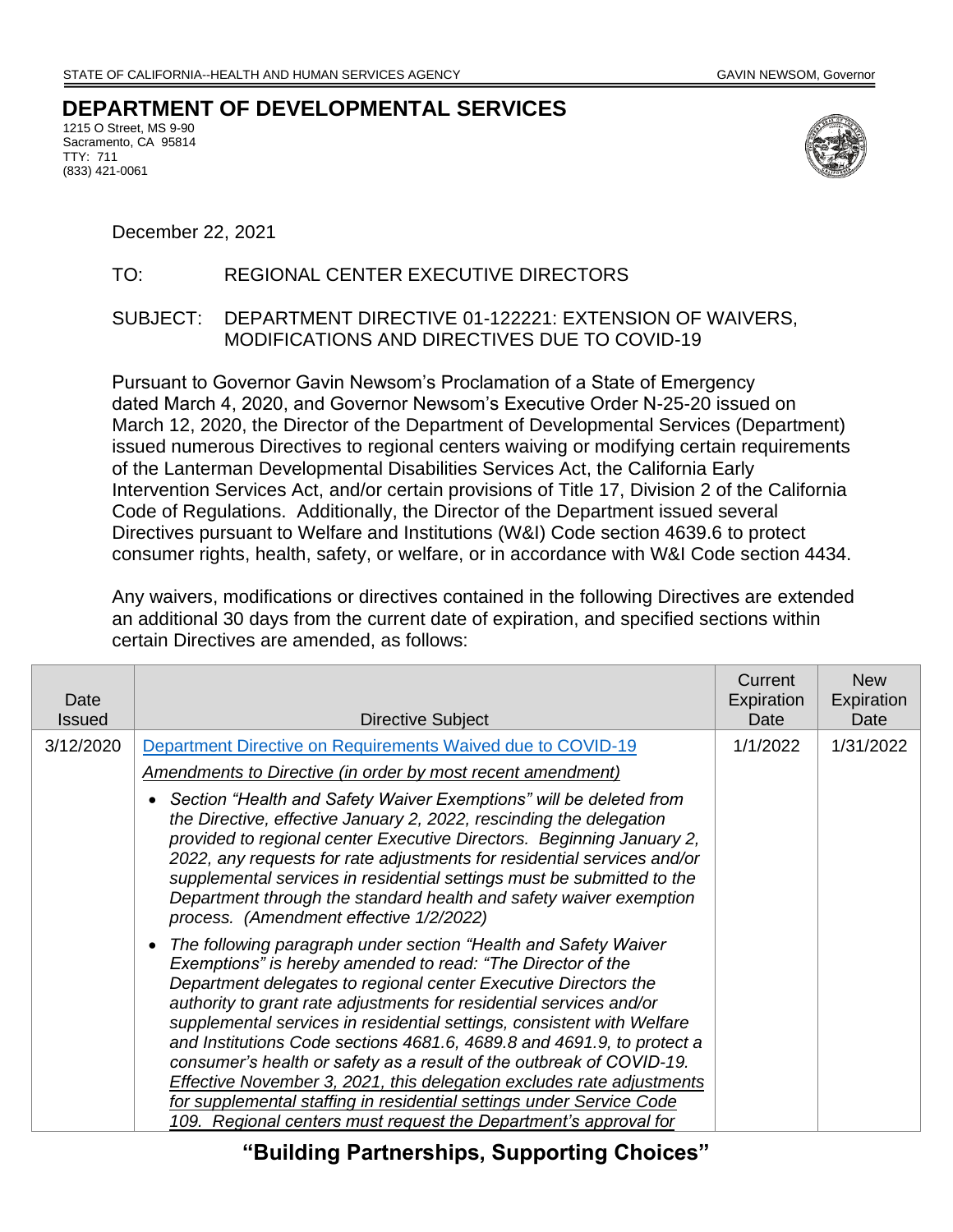STATE OF CALIFORNIA--HEALTH AND HUMAN SERVICES AGENCY GAVIN NEWSOM, Governor

# DEPARTMENT OF DEVELOPMENTAL SERVICES

1215 O Street, MS 9-90
Sacramento, CA 95814
TTY: 711
(833) 421-0061

December 22, 2021

TO: REGIONAL CENTER EXECUTIVE DIRECTORS

SUBJECT: DEPARTMENT DIRECTIVE 01-122221: EXTENSION OF WAIVERS, MODIFICATIONS AND DIRECTIVES DUE TO COVID-19

Pursuant to Governor Gavin Newsom's Proclamation of a State of Emergency dated March 4, 2020, and Governor Newsom's Executive Order N-25-20 issued on March 12, 2020, the Director of the Department of Developmental Services (Department) issued numerous Directives to regional centers waiving or modifying certain requirements of the Lanterman Developmental Disabilities Services Act, the California Early Intervention Services Act, and/or certain provisions of Title 17, Division 2 of the California Code of Regulations. Additionally, the Director of the Department issued several Directives pursuant to Welfare and Institutions (W&I) Code section 4639.6 to protect consumer rights, health, safety, or welfare, or in accordance with W&I Code section 4434.

Any waivers, modifications or directives contained in the following Directives are extended an additional 30 days from the current date of expiration, and specified sections within certain Directives are amended, as follows:

| Date Issued | Directive Subject | Current Expiration Date | New Expiration Date |
|---|---|---|---|
| 3/12/2020 | Department Directive on Requirements Waived due to COVID-19<br><br>*<u>Amendments to Directive (in order by most recent amendment)</u>*<br><br>• *Section "Health and Safety Waiver Exemptions" will be deleted from the Directive, effective January 2, 2022, rescinding the delegation provided to regional center Executive Directors. Beginning January 2, 2022, any requests for rate adjustments for residential services and/or supplemental services in residential settings must be submitted to the Department through the standard health and safety waiver exemption process. (Amendment effective 1/2/2022)*<br><br>• *The following paragraph under section "Health and Safety Waiver Exemptions" is hereby amended to read: "The Director of the Department delegates to regional center Executive Directors the authority to grant rate adjustments for residential services and/or supplemental services in residential settings, consistent with Welfare and Institutions Code sections 4681.6, 4689.8 and 4691.9, to protect a consumer's health or safety as a result of the outbreak of COVID-19. <u>Effective November 3, 2021, this delegation excludes rate adjustments for supplemental staffing in residential settings under Service Code 109. Regional centers must request the Department's approval for</u>* | 1/1/2022 | 1/31/2022 |

"Building Partnerships, Supporting Choices"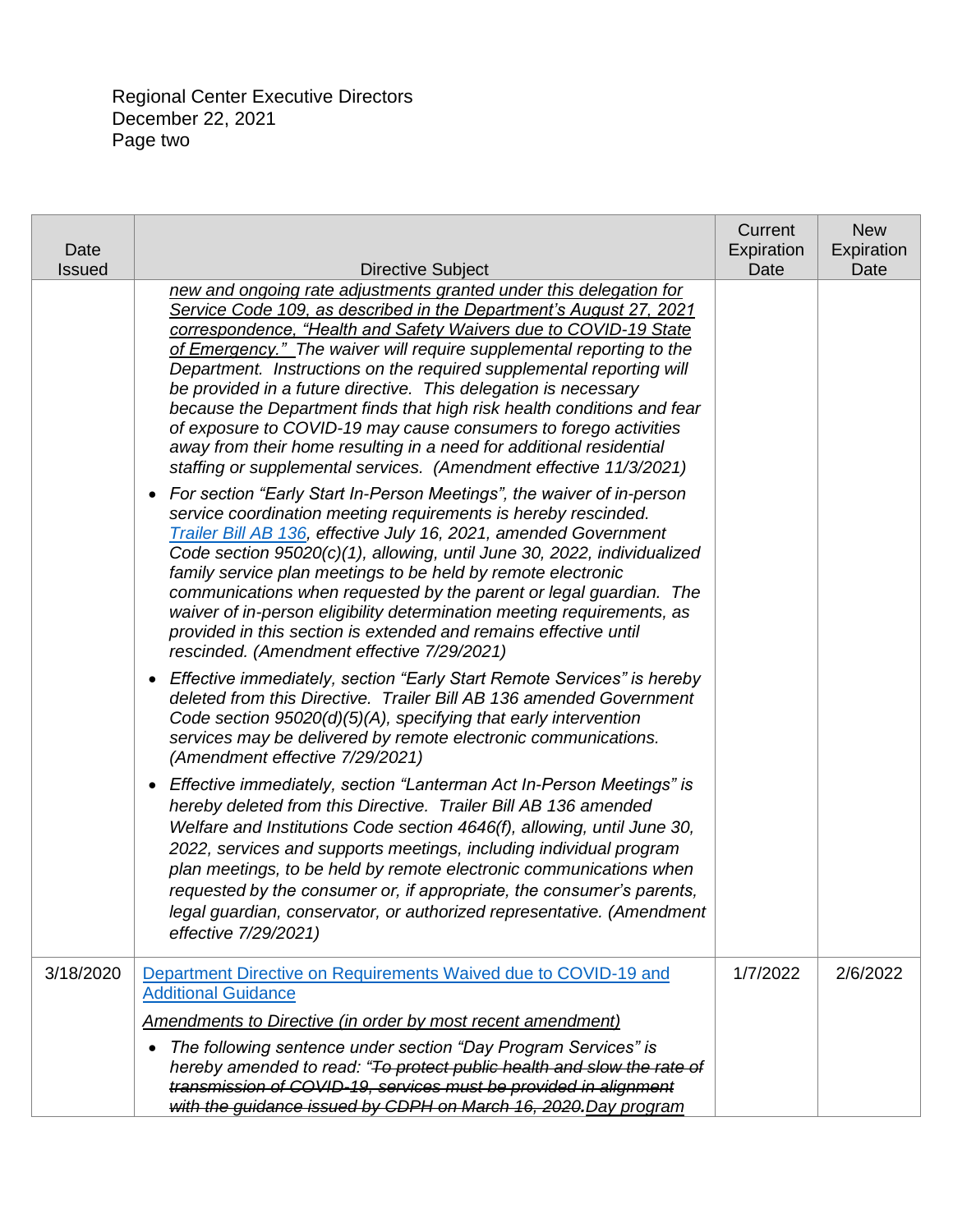Regional Center Executive Directors
December 22, 2021

| Date Issued | Directive Subject | Current Expiration Date | New Expiration Date |
|---|---|---|---|
| | *new and ongoing rate adjustments granted under this delegation for Service Code 109, as described in the Department's August 27, 2021 correspondence, "Health and Safety Waivers due to COVID-19 State of Emergency." The waiver will require supplemental reporting to the Department. Instructions on the required supplemental reporting will be provided in a future directive. This delegation is necessary because the Department finds that high risk health conditions and fear of exposure to COVID-19 may cause consumers to forego activities away from their home resulting in a need for additional residential staffing or supplemental services. (Amendment effective 11/3/2021)*<br>• *For section "Early Start In-Person Meetings", the waiver of in-person service coordination meeting requirements is hereby rescinded. Trailer Bill AB 136, effective July 16, 2021, amended Government Code section 95020(c)(1), allowing, until June 30, 2022, individualized family service plan meetings to be held by remote electronic communications when requested by the parent or legal guardian. The waiver of in-person eligibility determination meeting requirements, as provided in this section is extended and remains effective until rescinded. (Amendment effective 7/29/2021)*<br>• *Effective immediately, section "Early Start Remote Services" is hereby deleted from this Directive. Trailer Bill AB 136 amended Government Code section 95020(d)(5)(A), specifying that early intervention services may be delivered by remote electronic communications. (Amendment effective 7/29/2021)*<br>• *Effective immediately, section "Lanterman Act In-Person Meetings" is hereby deleted from this Directive. Trailer Bill AB 136 amended Welfare and Institutions Code section 4646(f), allowing, until June 30, 2022, services and supports meetings, including individual program plan meetings, to be held by remote electronic communications when requested by the consumer or, if appropriate, the consumer's parents, legal guardian, conservator, or authorized representative. (Amendment effective 7/29/2021)* | | |
| 3/18/2020 | Department Directive on Requirements Waived due to COVID-19 and Additional Guidance<br>*Amendments to Directive (in order by most recent amendment)*<br>• *The following sentence under section "Day Program Services" is hereby amended to read: "~~To protect public health and slow the rate of transmission of COVID-19, services must be provided in alignment with the guidance issued by CDPH on March 16, 2020.~~ Day program* | 1/7/2022 | 2/6/2022 |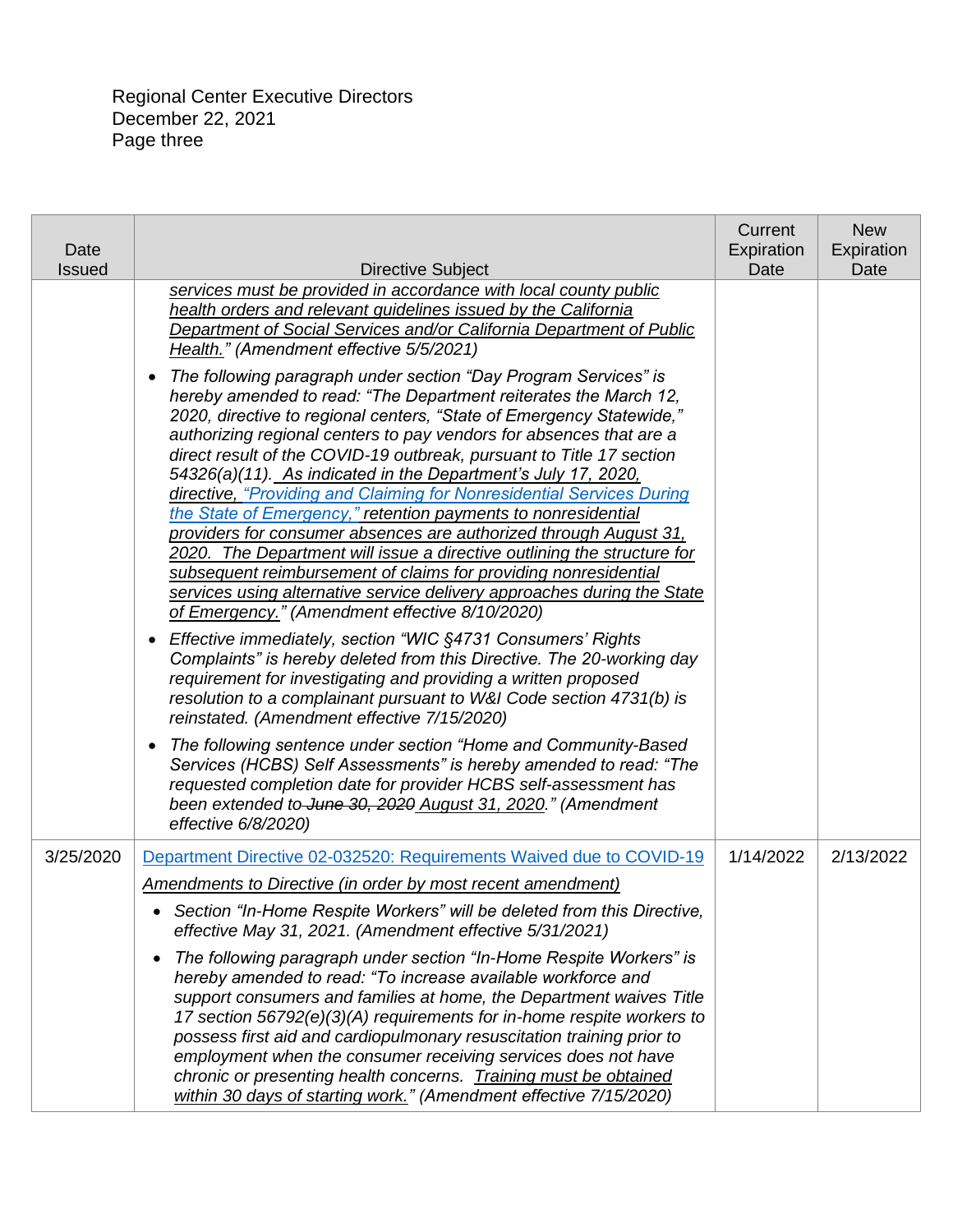| Date Issued | Directive Subject | Current Expiration Date | New Expiration Date |
|---|---|---|---|
| | *services must be provided in accordance with local county public health orders and relevant guidelines issued by the California Department of Social Services and/or California Department of Public Health." (Amendment effective 5/5/2021)*<br><br>• *The following paragraph under section "Day Program Services" is hereby amended to read: "The Department reiterates the March 12, 2020, directive to regional centers, "State of Emergency Statewide," authorizing regional centers to pay vendors for absences that are a direct result of the COVID-19 outbreak, pursuant to Title 17 section 54326(a)(11). As indicated in the Department's July 17, 2020, directive, "Providing and Claiming for Nonresidential Services During the State of Emergency," retention payments to nonresidential providers for consumer absences are authorized through August 31, 2020. The Department will issue a directive outlining the structure for subsequent reimbursement of claims for providing nonresidential services using alternative service delivery approaches during the State of Emergency." (Amendment effective 8/10/2020)*<br><br>• *Effective immediately, section "WIC §4731 Consumers' Rights Complaints" is hereby deleted from this Directive. The 20-working day requirement for investigating and providing a written proposed resolution to a complainant pursuant to W&I Code section 4731(b) is reinstated. (Amendment effective 7/15/2020)*<br><br>• *The following sentence under section "Home and Community-Based Services (HCBS) Self Assessments" is hereby amended to read: "The requested completion date for provider HCBS self-assessment has been extended to ~~June 30, 2020~~ August 31, 2020." (Amendment effective 6/8/2020)* | | |
| 3/25/2020 | Department Directive 02-032520: Requirements Waived due to COVID-19<br><br>*Amendments to Directive (in order by most recent amendment)*<br><br>• *Section "In-Home Respite Workers" will be deleted from this Directive, effective May 31, 2021. (Amendment effective 5/31/2021)*<br><br>• *The following paragraph under section "In-Home Respite Workers" is hereby amended to read: "To increase available workforce and support consumers and families at home, the Department waives Title 17 section 56792(e)(3)(A) requirements for in-home respite workers to possess first aid and cardiopulmonary resuscitation training prior to employment when the consumer receiving services does not have chronic or presenting health concerns. Training must be obtained within 30 days of starting work." (Amendment effective 7/15/2020)* | 1/14/2022 | 2/13/2022 |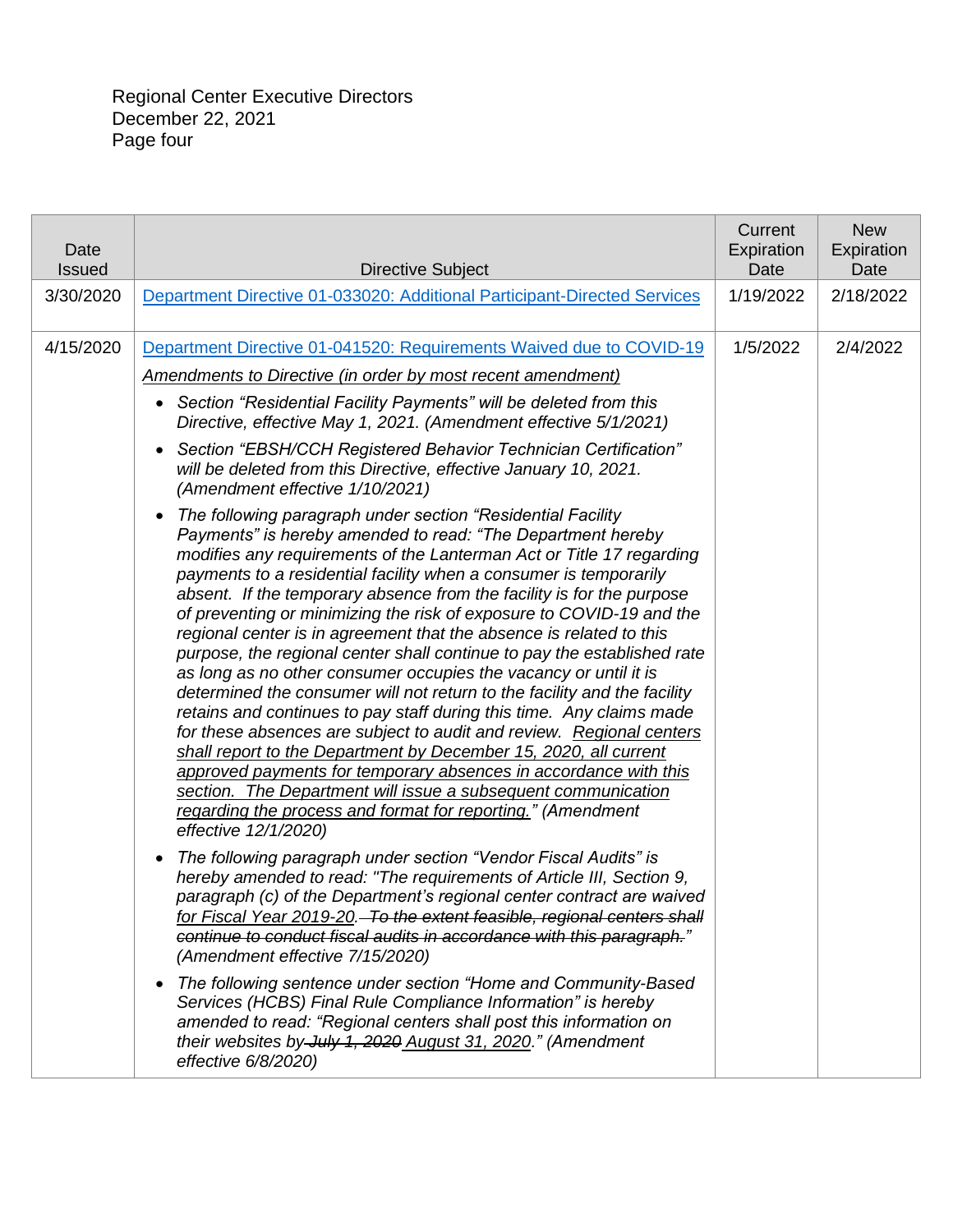| Date Issued | Directive Subject | Current Expiration Date | New Expiration Date |
|---|---|---|---|
| 3/30/2020 | Department Directive 01-033020: Additional Participant-Directed Services | 1/19/2022 | 2/18/2022 |
| 4/15/2020 | Department Directive 01-041520: Requirements Waived due to COVID-19<br><br>*Amendments to Directive (in order by most recent amendment)*<br><br>• *Section "Residential Facility Payments" will be deleted from this Directive, effective May 1, 2021. (Amendment effective 5/1/2021)*<br><br>• *Section "EBSH/CCH Registered Behavior Technician Certification" will be deleted from this Directive, effective January 10, 2021. (Amendment effective 1/10/2021)*<br><br>• *The following paragraph under section "Residential Facility Payments" is hereby amended to read: "The Department hereby modifies any requirements of the Lanterman Act or Title 17 regarding payments to a residential facility when a consumer is temporarily absent. If the temporary absence from the facility is for the purpose of preventing or minimizing the risk of exposure to COVID-19 and the regional center is in agreement that the absence is related to this purpose, the regional center shall continue to pay the established rate as long as no other consumer occupies the vacancy or until it is determined the consumer will not return to the facility and the facility retains and continues to pay staff during this time. Any claims made for these absences are subject to audit and review. Regional centers shall report to the Department by December 15, 2020, all current approved payments for temporary absences in accordance with this section. The Department will issue a subsequent communication regarding the process and format for reporting." (Amendment effective 12/1/2020)*<br><br>• *The following paragraph under section "Vendor Fiscal Audits" is hereby amended to read: "The requirements of Article III, Section 9, paragraph (c) of the Department's regional center contract are waived for Fiscal Year 2019-20. ~~To the extent feasible, regional centers shall continue to conduct fiscal audits in accordance with this paragraph.~~" (Amendment effective 7/15/2020)*<br><br>• *The following sentence under section "Home and Community-Based Services (HCBS) Final Rule Compliance Information" is hereby amended to read: "Regional centers shall post this information on their websites by ~~July 1, 2020~~ August 31, 2020." (Amendment effective 6/8/2020)* | 1/5/2022 | 2/4/2022 |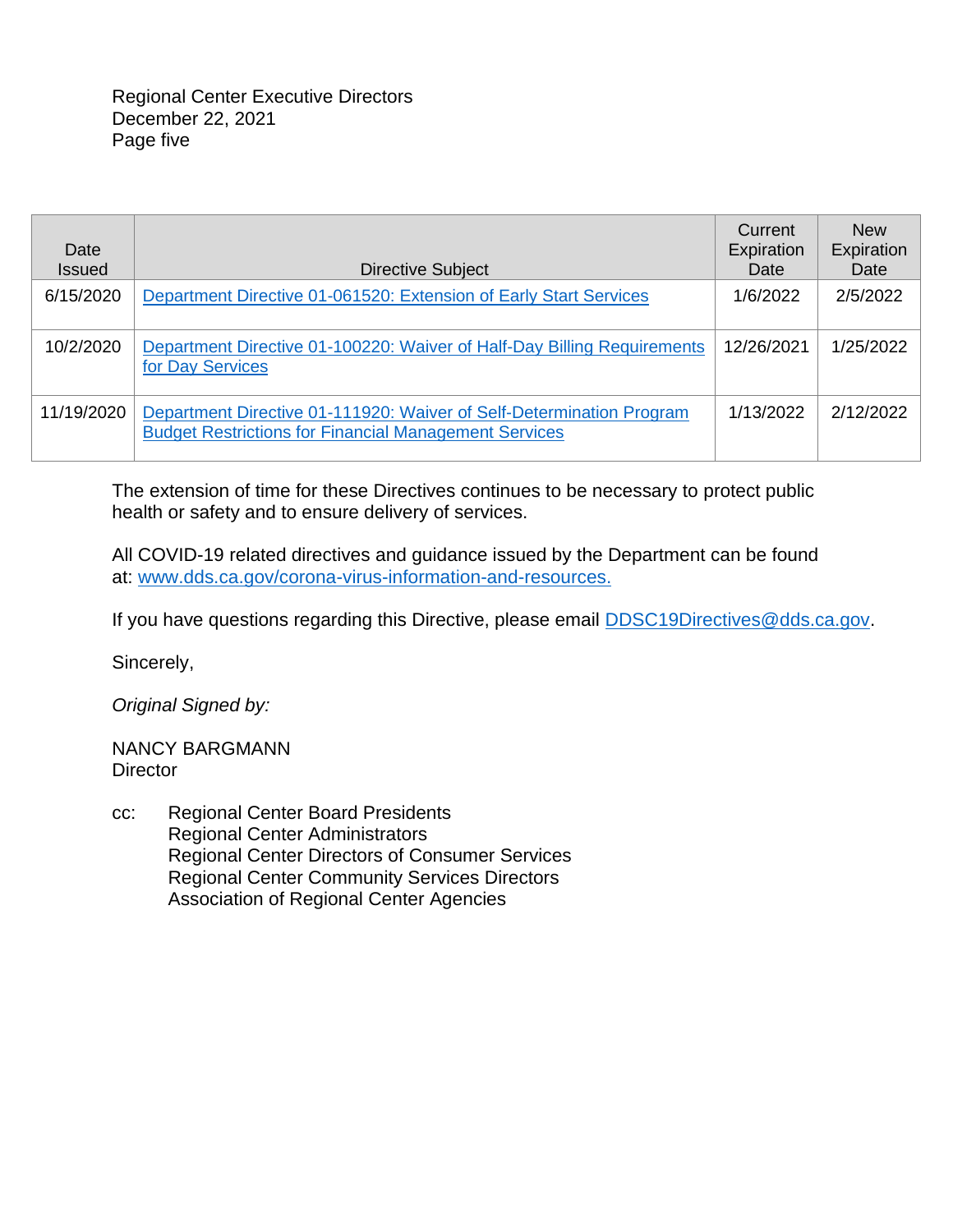| Date Issued | Directive Subject | Current Expiration Date | New Expiration Date |
| --- | --- | --- | --- |
| 6/15/2020 | Department Directive 01-061520: Extension of Early Start Services | 1/6/2022 | 2/5/2022 |
| 10/2/2020 | Department Directive 01-100220: Waiver of Half-Day Billing Requirements for Day Services | 12/26/2021 | 1/25/2022 |
| 11/19/2020 | Department Directive 01-111920: Waiver of Self-Determination Program Budget Restrictions for Financial Management Services | 1/13/2022 | 2/12/2022 |

The extension of time for these Directives continues to be necessary to protect public health or safety and to ensure delivery of services.

All COVID-19 related directives and guidance issued by the Department can be found at: www.dds.ca.gov/corona-virus-information-and-resources.

If you have questions regarding this Directive, please email DDSC19Directives@dds.ca.gov.

Sincerely,

*Original Signed by:*

NANCY BARGMANN
Director

cc: Regional Center Board Presidents
Regional Center Administrators
Regional Center Directors of Consumer Services
Regional Center Community Services Directors
Association of Regional Center Agencies